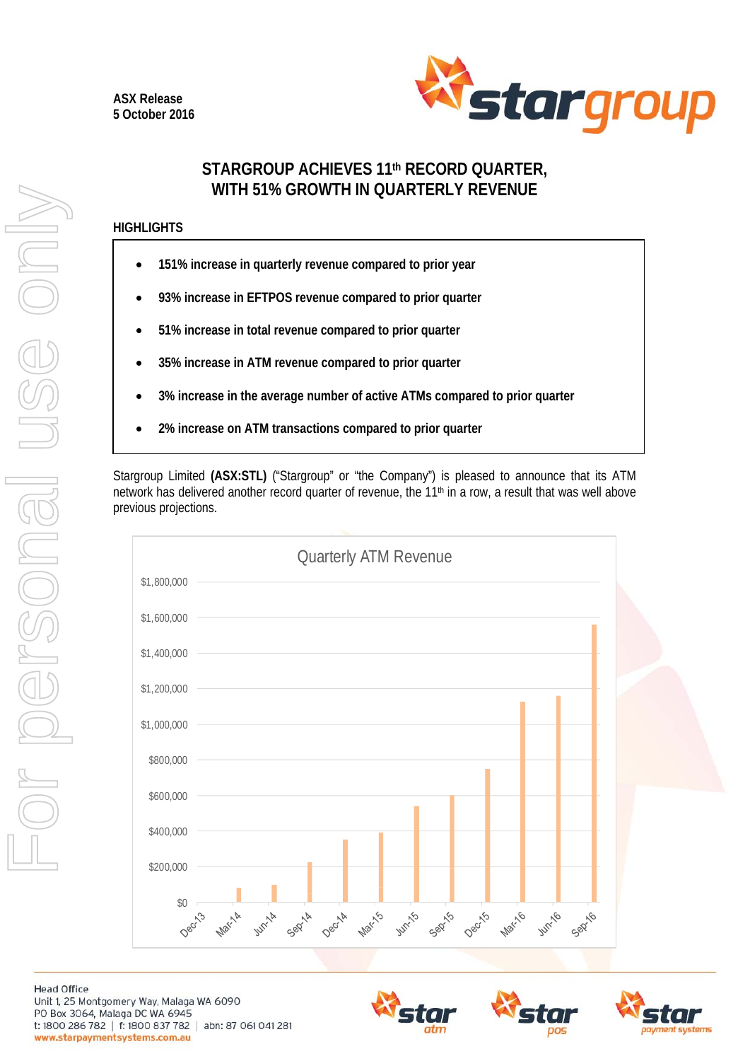ASX Release
5 October 2016

# STARGROUP ACHIEVES 11th RECORD QUARTER, WITH 51% GROWTH IN QUARTERLY REVENUE

## HIGHLIGHTS

- **151% increase in quarterly revenue compared to prior year**
- **93% increase in EFTPOS revenue compared to prior quarter**
- **51% increase in total revenue compared to prior quarter**
- **35% increase in ATM revenue compared to prior quarter**
- **3% increase in the average number of active ATMs compared to prior quarter**
- **2% increase on ATM transactions compared to prior quarter**

Stargroup Limited **(ASX:STL)** ("Stargroup" or "the Company") is pleased to announce that its ATM network has delivered another record quarter of revenue, the 11th in a row, a result that was well above previous projections.

Quarterly ATM Revenue

Head Office
Unit 1, 25 Montgomery Way, Malaga WA 6090
PO Box 3064, Malaga DC WA 6945
t: 1800 286 782 | f: 1800 837 782 | abn: 87 061 041 281
www.starpaymentsystems.com.au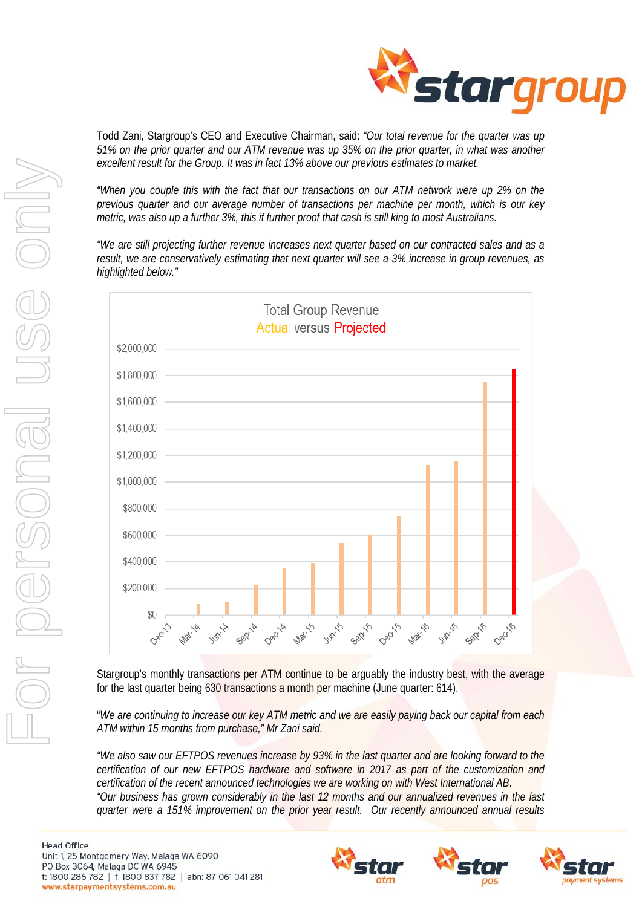Todd Zani, Stargroup's CEO and Executive Chairman, said: *"Our total revenue for the quarter was up 51% on the prior quarter and our ATM revenue was up 35% on the prior quarter, in what was another excellent result for the Group. It was in fact 13% above our previous estimates to market.*

*"When you couple this with the fact that our transactions on our ATM network were up 2% on the previous quarter and our average number of transactions per machine per month, which is our key metric, was also up a further 3%, this if further proof that cash is still king to most Australians.*

*"We are still projecting further revenue increases next quarter based on our contracted sales and as a result, we are conservatively estimating that next quarter will see a 3% increase in group revenues, as highlighted below."*

**Total Group Revenue**
**Actual versus Projected**

Stargroup's monthly transactions per ATM continue to be arguably the industry best, with the average for the last quarter being 630 transactions a month per machine (June quarter: 614).

"*We are continuing to increase our key ATM metric and we are easily paying back our capital from each ATM within 15 months from purchase,"* Mr Zani said.

*"We also saw our EFTPOS revenues increase by 93% in the last quarter and are looking forward to the certification of our new EFTPOS hardware and software in 2017 as part of the customization and certification of the recent announced technologies we are working on with West International AB.*
*"Our business has grown considerably in the last 12 months and our annualized revenues in the last quarter were a 151% improvement on the prior year result. Our recently announced annual results*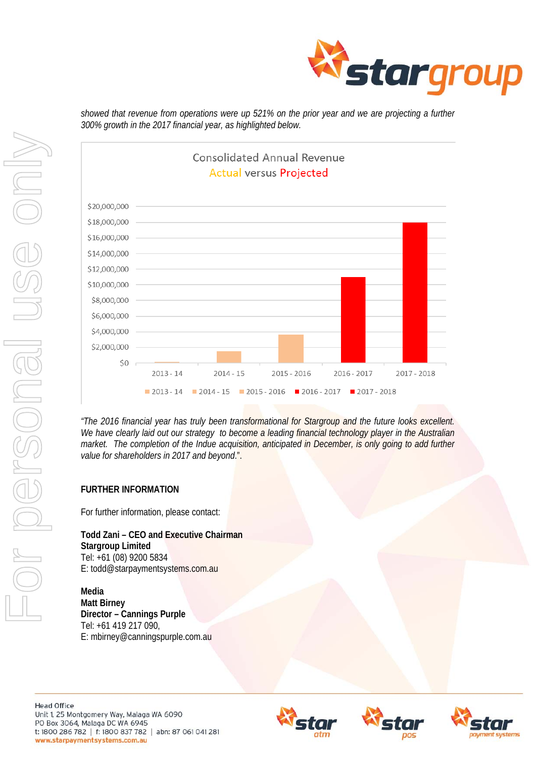*showed that revenue from operations were up 521% on the prior year and we are projecting a further 300% growth in the 2017 financial year, as highlighted below.*

Consolidated Annual Revenue
Actual versus Projected

| Year | Revenue |
| --- | --- |
| 2013 - 14 | $0 (approx.) |
| 2014 - 15 | ~$1,500,000 |
| 2015 - 2016 | ~$3,600,000 |
| 2016 - 2017 | ~$11,000,000 |
| 2017 - 2018 | ~$18,000,000 |

*"The 2016 financial year has truly been transformational for Stargroup and the future looks excellent. We have clearly laid out our strategy to become a leading financial technology player in the Australian market. The completion of the Indue acquisition, anticipated in December, is only going to add further value for shareholders in 2017 and beyond."*.

**FURTHER INFORMATION**

For further information, please contact:

**Todd Zani – CEO and Executive Chairman**
**Stargroup Limited**
Tel: +61 (08) 9200 5834
E: todd@starpaymentsystems.com.au

**Media**
**Matt Birney**
**Director – Cannings Purple**
Tel: +61 419 217 090,
E: mbirney@canningspurple.com.au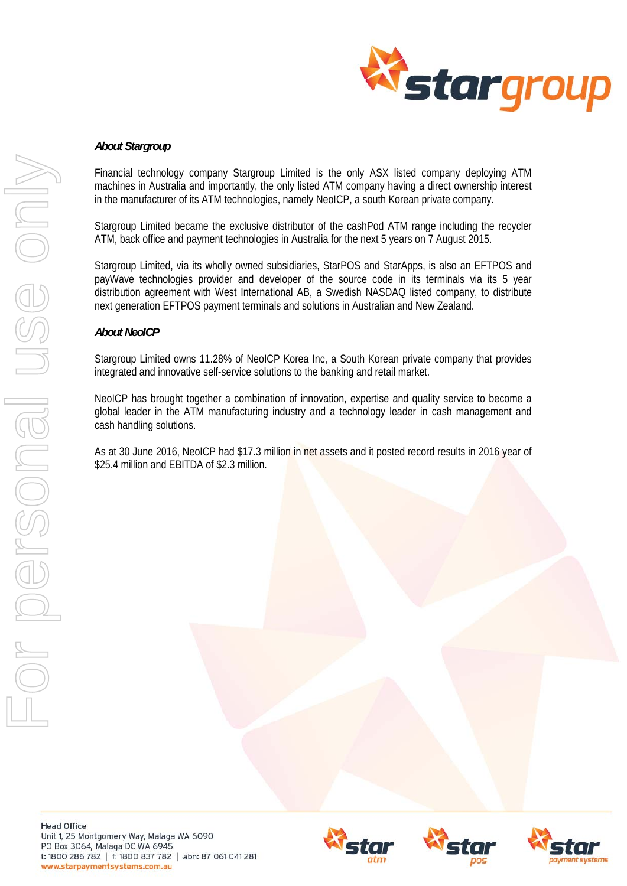### *About Stargroup*

Financial technology company Stargroup Limited is the only ASX listed company deploying ATM machines in Australia and importantly, the only listed ATM company having a direct ownership interest in the manufacturer of its ATM technologies, namely NeoICP, a south Korean private company.

Stargroup Limited became the exclusive distributor of the cashPod ATM range including the recycler ATM, back office and payment technologies in Australia for the next 5 years on 7 August 2015.

Stargroup Limited, via its wholly owned subsidiaries, StarPOS and StarApps, is also an EFTPOS and payWave technologies provider and developer of the source code in its terminals via its 5 year distribution agreement with West International AB, a Swedish NASDAQ listed company, to distribute next generation EFTPOS payment terminals and solutions in Australian and New Zealand.

### *About NeoICP*

Stargroup Limited owns 11.28% of NeoICP Korea Inc, a South Korean private company that provides integrated and innovative self-service solutions to the banking and retail market.

NeoICP has brought together a combination of innovation, expertise and quality service to become a global leader in the ATM manufacturing industry and a technology leader in cash management and cash handling solutions.

As at 30 June 2016, NeoICP had $17.3 million in net assets and it posted record results in 2016 year of $25.4 million and EBITDA of $2.3 million.

Head Office
Unit 1, 25 Montgomery Way, Malaga WA 6090
PO Box 3064, Malaga DC WA 6945
t: 1800 286 782 | f: 1800 837 782 | abn: 87 061 041 281
www.starpaymentsystems.com.au